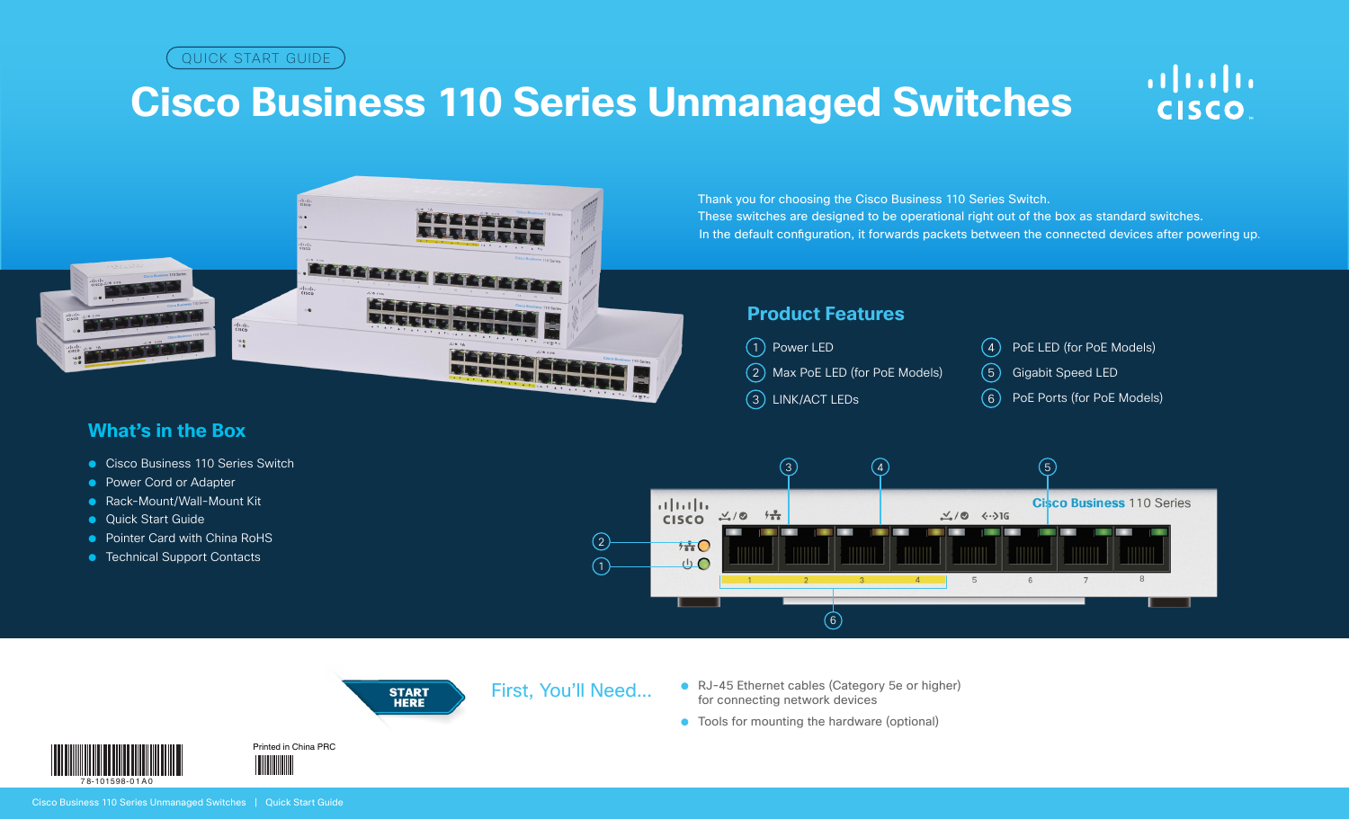QUICK START GUIDE

# Cisco Business 110 Series Unmanaged Switches

Thank you for choosing the Cisco Business 110 Series Switch.
These switches are designed to be operational right out of the box as standard switches.
In the default configuration, it forwards packets between the connected devices after powering up.

## Product Features

1. Power LED
2. Max PoE LED (for PoE Models)
3. LINK/ACT LEDs
4. PoE LED (for PoE Models)
5. Gigabit Speed LED
6. PoE Ports (for PoE Models)

## What's in the Box

- Cisco Business 110 Series Switch
- Power Cord or Adapter
- Rack-Mount/Wall-Mount Kit
- Quick Start Guide
- Pointer Card with China RoHS
- Technical Support Contacts

START HERE

## First, You'll Need...

- RJ-45 Ethernet cables (Category 5e or higher) for connecting network devices
- Tools for mounting the hardware (optional)

78-101598-01A0

Printed in China PRC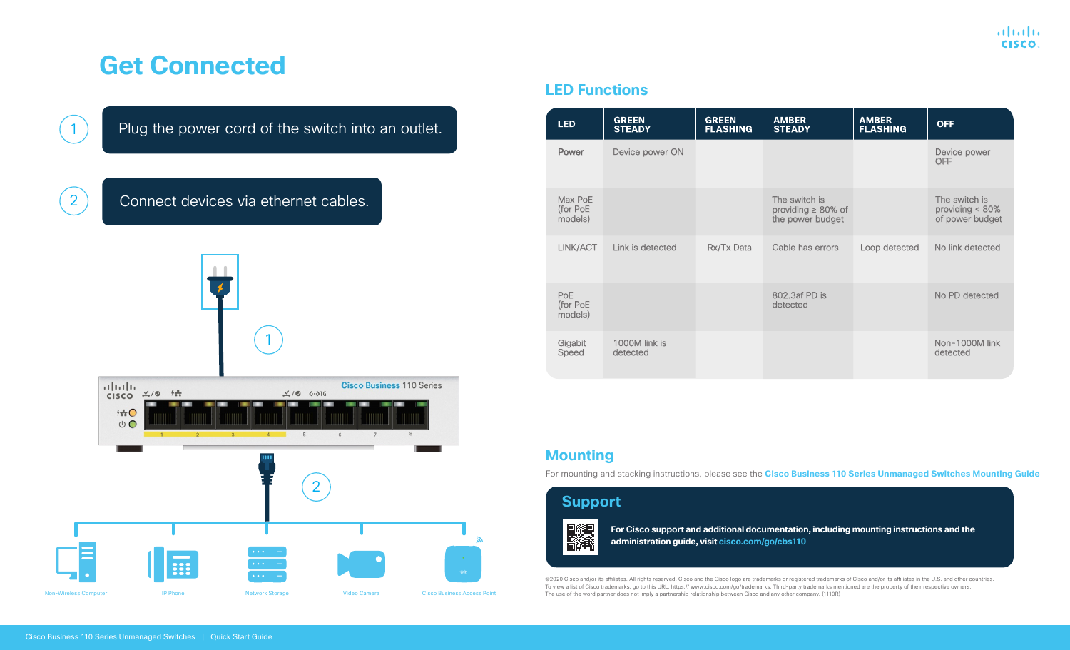# Get Connected

1. Plug the power cord of the switch into an outlet.
2. Connect devices via ethernet cables.

Cisco Business 110 Series

Non-Wireless Computer

IP Phone

Network Storage

Video Camera

Cisco Business Access Point

## LED Functions

| LED | GREEN STEADY | GREEN FLASHING | AMBER STEADY | AMBER FLASHING | OFF |
|---|---|---|---|---|---|
| Power | Device power ON | | | | Device power OFF |
| Max PoE (for PoE models) | | | The switch is providing ≥ 80% of the power budget | | The switch is providing < 80% of power budget |
| LINK/ACT | Link is detected | Rx/Tx Data | Cable has errors | Loop detected | No link detected |
| PoE (for PoE models) | | | 802.3af PD is detected | | No PD detected |
| Gigabit Speed | 1000M link is detected | | | | Non-1000M link detected |

## Mounting

For mounting and stacking instructions, please see the **Cisco Business 110 Series Unmanaged Switches Mounting Guide**

## Support

**For Cisco support and additional documentation, including mounting instructions and the administration guide, visit cisco.com/go/cbs110**

©2020 Cisco and/or its affiliates. All rights reserved. Cisco and the Cisco logo are trademarks or registered trademarks of Cisco and/or its affiliates in the U.S. and other countries. To view a list of Cisco trademarks, go to this URL: https:// www.cisco.com/go/trademarks. Third-party trademarks mentioned are the property of their respective owners. The use of the word partner does not imply a partnership relationship between Cisco and any other company. (1110R)